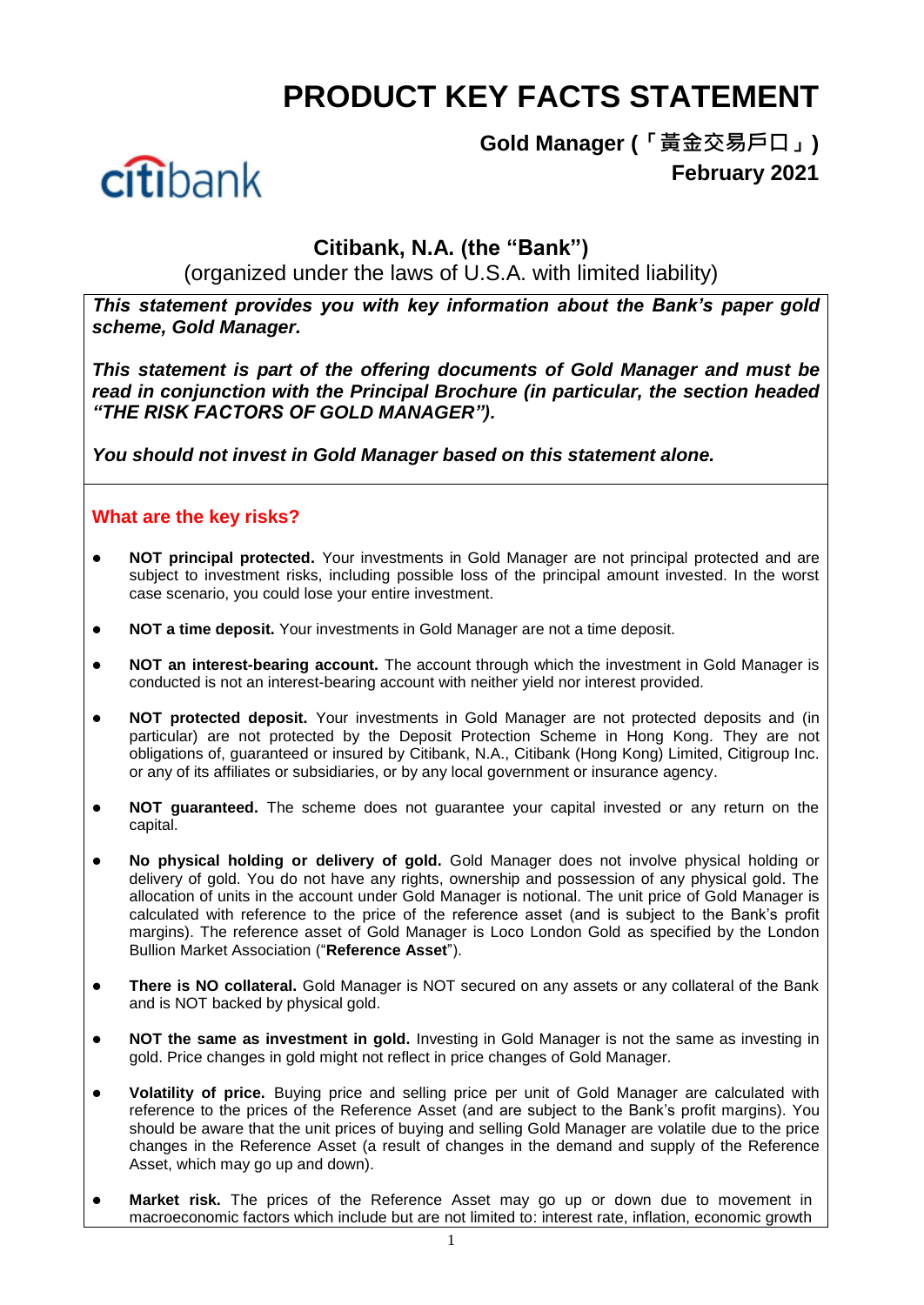# PRODUCT KEY FACTS STATEMENT

**Gold Manager (「黃金交易戶口」)**
**February 2021**

## Citibank, N.A. (the "Bank")

(organized under the laws of U.S.A. with limited liability)

***This statement provides you with key information about the Bank's paper gold scheme, Gold Manager.***

***This statement is part of the offering documents of Gold Manager and must be read in conjunction with the Principal Brochure (in particular, the section headed "THE RISK FACTORS OF GOLD MANAGER").***

***You should not invest in Gold Manager based on this statement alone.***

## What are the key risks?

- **NOT principal protected.** Your investments in Gold Manager are not principal protected and are subject to investment risks, including possible loss of the principal amount invested. In the worst case scenario, you could lose your entire investment.
- **NOT a time deposit.** Your investments in Gold Manager are not a time deposit.
- **NOT an interest-bearing account.** The account through which the investment in Gold Manager is conducted is not an interest-bearing account with neither yield nor interest provided.
- **NOT protected deposit.** Your investments in Gold Manager are not protected deposits and (in particular) are not protected by the Deposit Protection Scheme in Hong Kong. They are not obligations of, guaranteed or insured by Citibank, N.A., Citibank (Hong Kong) Limited, Citigroup Inc. or any of its affiliates or subsidiaries, or by any local government or insurance agency.
- **NOT guaranteed.** The scheme does not guarantee your capital invested or any return on the capital.
- **No physical holding or delivery of gold.** Gold Manager does not involve physical holding or delivery of gold. You do not have any rights, ownership and possession of any physical gold. The allocation of units in the account under Gold Manager is notional. The unit price of Gold Manager is calculated with reference to the price of the reference asset (and is subject to the Bank's profit margins). The reference asset of Gold Manager is Loco London Gold as specified by the London Bullion Market Association ("**Reference Asset**").
- **There is NO collateral.** Gold Manager is NOT secured on any assets or any collateral of the Bank and is NOT backed by physical gold.
- **NOT the same as investment in gold.** Investing in Gold Manager is not the same as investing in gold. Price changes in gold might not reflect in price changes of Gold Manager.
- **Volatility of price.** Buying price and selling price per unit of Gold Manager are calculated with reference to the prices of the Reference Asset (and are subject to the Bank's profit margins). You should be aware that the unit prices of buying and selling Gold Manager are volatile due to the price changes in the Reference Asset (a result of changes in the demand and supply of the Reference Asset, which may go up and down).
- **Market risk.** The prices of the Reference Asset may go up or down due to movement in macroeconomic factors which include but are not limited to: interest rate, inflation, economic growth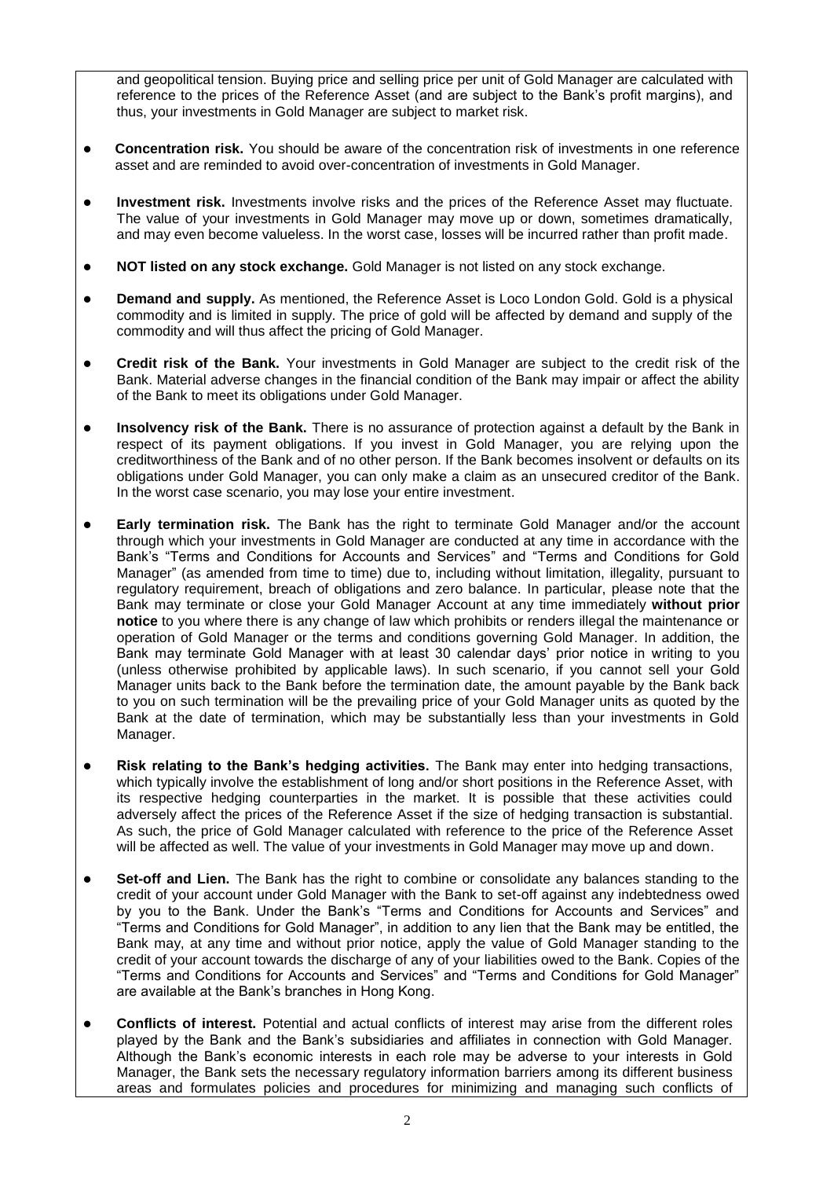and geopolitical tension. Buying price and selling price per unit of Gold Manager are calculated with reference to the prices of the Reference Asset (and are subject to the Bank's profit margins), and thus, your investments in Gold Manager are subject to market risk.

- **Concentration risk.** You should be aware of the concentration risk of investments in one reference asset and are reminded to avoid over-concentration of investments in Gold Manager.

- **Investment risk.** Investments involve risks and the prices of the Reference Asset may fluctuate. The value of your investments in Gold Manager may move up or down, sometimes dramatically, and may even become valueless. In the worst case, losses will be incurred rather than profit made.

- **NOT listed on any stock exchange.** Gold Manager is not listed on any stock exchange.

- **Demand and supply.** As mentioned, the Reference Asset is Loco London Gold. Gold is a physical commodity and is limited in supply. The price of gold will be affected by demand and supply of the commodity and will thus affect the pricing of Gold Manager.

- **Credit risk of the Bank.** Your investments in Gold Manager are subject to the credit risk of the Bank. Material adverse changes in the financial condition of the Bank may impair or affect the ability of the Bank to meet its obligations under Gold Manager.

- **Insolvency risk of the Bank.** There is no assurance of protection against a default by the Bank in respect of its payment obligations. If you invest in Gold Manager, you are relying upon the creditworthiness of the Bank and of no other person. If the Bank becomes insolvent or defaults on its obligations under Gold Manager, you can only make a claim as an unsecured creditor of the Bank. In the worst case scenario, you may lose your entire investment.

- **Early termination risk.** The Bank has the right to terminate Gold Manager and/or the account through which your investments in Gold Manager are conducted at any time in accordance with the Bank's "Terms and Conditions for Accounts and Services" and "Terms and Conditions for Gold Manager" (as amended from time to time) due to, including without limitation, illegality, pursuant to regulatory requirement, breach of obligations and zero balance. In particular, please note that the Bank may terminate or close your Gold Manager Account at any time immediately **without prior notice** to you where there is any change of law which prohibits or renders illegal the maintenance or operation of Gold Manager or the terms and conditions governing Gold Manager. In addition, the Bank may terminate Gold Manager with at least 30 calendar days' prior notice in writing to you (unless otherwise prohibited by applicable laws). In such scenario, if you cannot sell your Gold Manager units back to the Bank before the termination date, the amount payable by the Bank back to you on such termination will be the prevailing price of your Gold Manager units as quoted by the Bank at the date of termination, which may be substantially less than your investments in Gold Manager.

- **Risk relating to the Bank's hedging activities.** The Bank may enter into hedging transactions, which typically involve the establishment of long and/or short positions in the Reference Asset, with its respective hedging counterparties in the market. It is possible that these activities could adversely affect the prices of the Reference Asset if the size of hedging transaction is substantial. As such, the price of Gold Manager calculated with reference to the price of the Reference Asset will be affected as well. The value of your investments in Gold Manager may move up and down.

- **Set-off and Lien.** The Bank has the right to combine or consolidate any balances standing to the credit of your account under Gold Manager with the Bank to set-off against any indebtedness owed by you to the Bank. Under the Bank's "Terms and Conditions for Accounts and Services" and "Terms and Conditions for Gold Manager", in addition to any lien that the Bank may be entitled, the Bank may, at any time and without prior notice, apply the value of Gold Manager standing to the credit of your account towards the discharge of any of your liabilities owed to the Bank. Copies of the "Terms and Conditions for Accounts and Services" and "Terms and Conditions for Gold Manager" are available at the Bank's branches in Hong Kong.

- **Conflicts of interest.** Potential and actual conflicts of interest may arise from the different roles played by the Bank and the Bank's subsidiaries and affiliates in connection with Gold Manager. Although the Bank's economic interests in each role may be adverse to your interests in Gold Manager, the Bank sets the necessary regulatory information barriers among its different business areas and formulates policies and procedures for minimizing and managing such conflicts of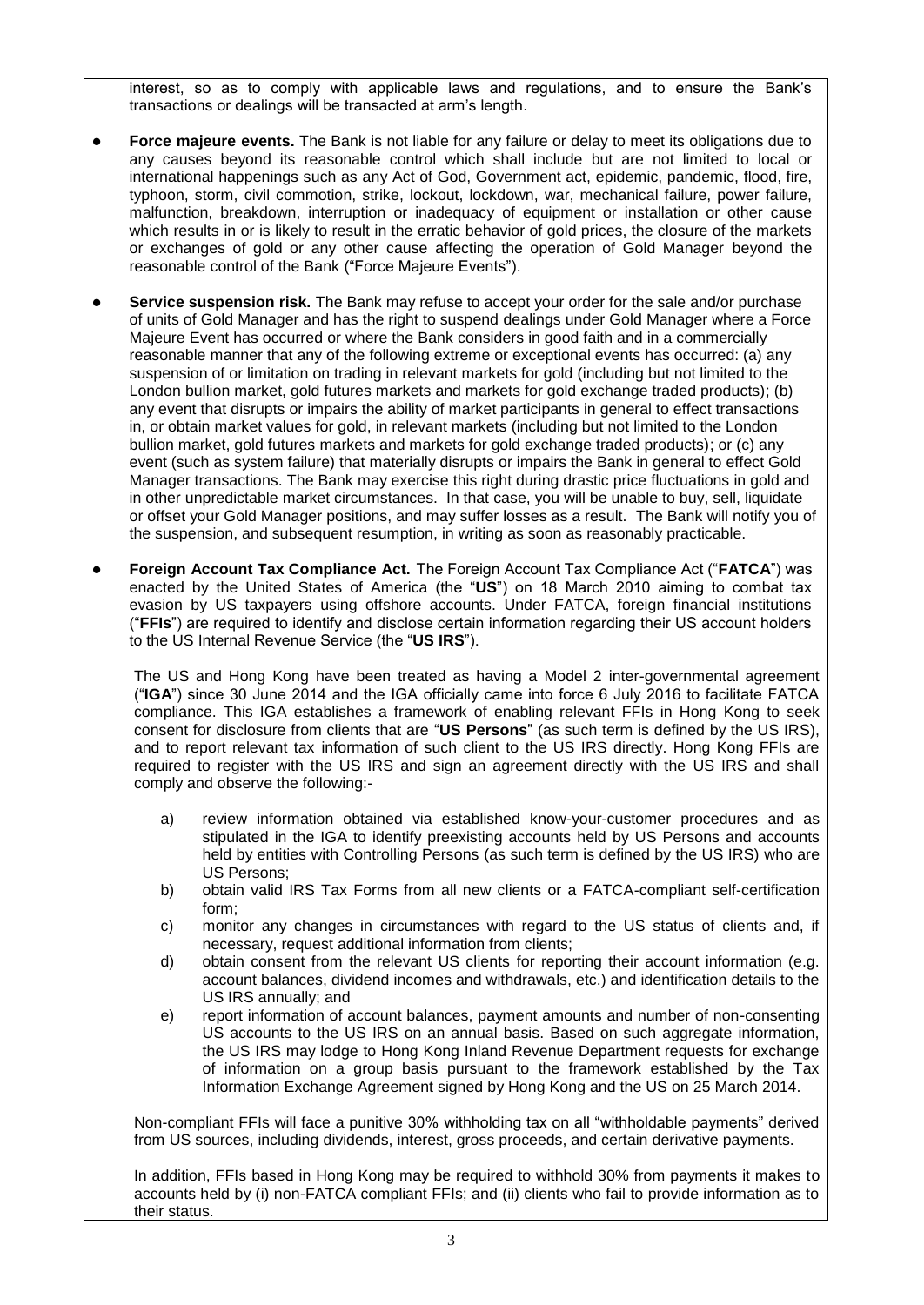interest, so as to comply with applicable laws and regulations, and to ensure the Bank's transactions or dealings will be transacted at arm's length.

- **Force majeure events.** The Bank is not liable for any failure or delay to meet its obligations due to any causes beyond its reasonable control which shall include but are not limited to local or international happenings such as any Act of God, Government act, epidemic, pandemic, flood, fire, typhoon, storm, civil commotion, strike, lockout, lockdown, war, mechanical failure, power failure, malfunction, breakdown, interruption or inadequacy of equipment or installation or other cause which results in or is likely to result in the erratic behavior of gold prices, the closure of the markets or exchanges of gold or any other cause affecting the operation of Gold Manager beyond the reasonable control of the Bank ("Force Majeure Events").

- **Service suspension risk.** The Bank may refuse to accept your order for the sale and/or purchase of units of Gold Manager and has the right to suspend dealings under Gold Manager where a Force Majeure Event has occurred or where the Bank considers in good faith and in a commercially reasonable manner that any of the following extreme or exceptional events has occurred: (a) any suspension of or limitation on trading in relevant markets for gold (including but not limited to the London bullion market, gold futures markets and markets for gold exchange traded products); (b) any event that disrupts or impairs the ability of market participants in general to effect transactions in, or obtain market values for gold, in relevant markets (including but not limited to the London bullion market, gold futures markets and markets for gold exchange traded products); or (c) any event (such as system failure) that materially disrupts or impairs the Bank in general to effect Gold Manager transactions. The Bank may exercise this right during drastic price fluctuations in gold and in other unpredictable market circumstances. In that case, you will be unable to buy, sell, liquidate or offset your Gold Manager positions, and may suffer losses as a result. The Bank will notify you of the suspension, and subsequent resumption, in writing as soon as reasonably practicable.

- **Foreign Account Tax Compliance Act.** The Foreign Account Tax Compliance Act ("**FATCA**") was enacted by the United States of America (the "**US**") on 18 March 2010 aiming to combat tax evasion by US taxpayers using offshore accounts. Under FATCA, foreign financial institutions ("**FFIs**") are required to identify and disclose certain information regarding their US account holders to the US Internal Revenue Service (the "**US IRS**").

  The US and Hong Kong have been treated as having a Model 2 inter-governmental agreement ("**IGA**") since 30 June 2014 and the IGA officially came into force 6 July 2016 to facilitate FATCA compliance. This IGA establishes a framework of enabling relevant FFIs in Hong Kong to seek consent for disclosure from clients that are "**US Persons**" (as such term is defined by the US IRS), and to report relevant tax information of such client to the US IRS directly. Hong Kong FFIs are required to register with the US IRS and sign an agreement directly with the US IRS and shall comply and observe the following:-

  a) review information obtained via established know-your-customer procedures and as stipulated in the IGA to identify preexisting accounts held by US Persons and accounts held by entities with Controlling Persons (as such term is defined by the US IRS) who are US Persons;
  b) obtain valid IRS Tax Forms from all new clients or a FATCA-compliant self-certification form;
  c) monitor any changes in circumstances with regard to the US status of clients and, if necessary, request additional information from clients;
  d) obtain consent from the relevant US clients for reporting their account information (e.g. account balances, dividend incomes and withdrawals, etc.) and identification details to the US IRS annually; and
  e) report information of account balances, payment amounts and number of non-consenting US accounts to the US IRS on an annual basis. Based on such aggregate information, the US IRS may lodge to Hong Kong Inland Revenue Department requests for exchange of information on a group basis pursuant to the framework established by the Tax Information Exchange Agreement signed by Hong Kong and the US on 25 March 2014.

  Non-compliant FFIs will face a punitive 30% withholding tax on all "withholdable payments" derived from US sources, including dividends, interest, gross proceeds, and certain derivative payments.

  In addition, FFIs based in Hong Kong may be required to withhold 30% from payments it makes to accounts held by (i) non-FATCA compliant FFIs; and (ii) clients who fail to provide information as to their status.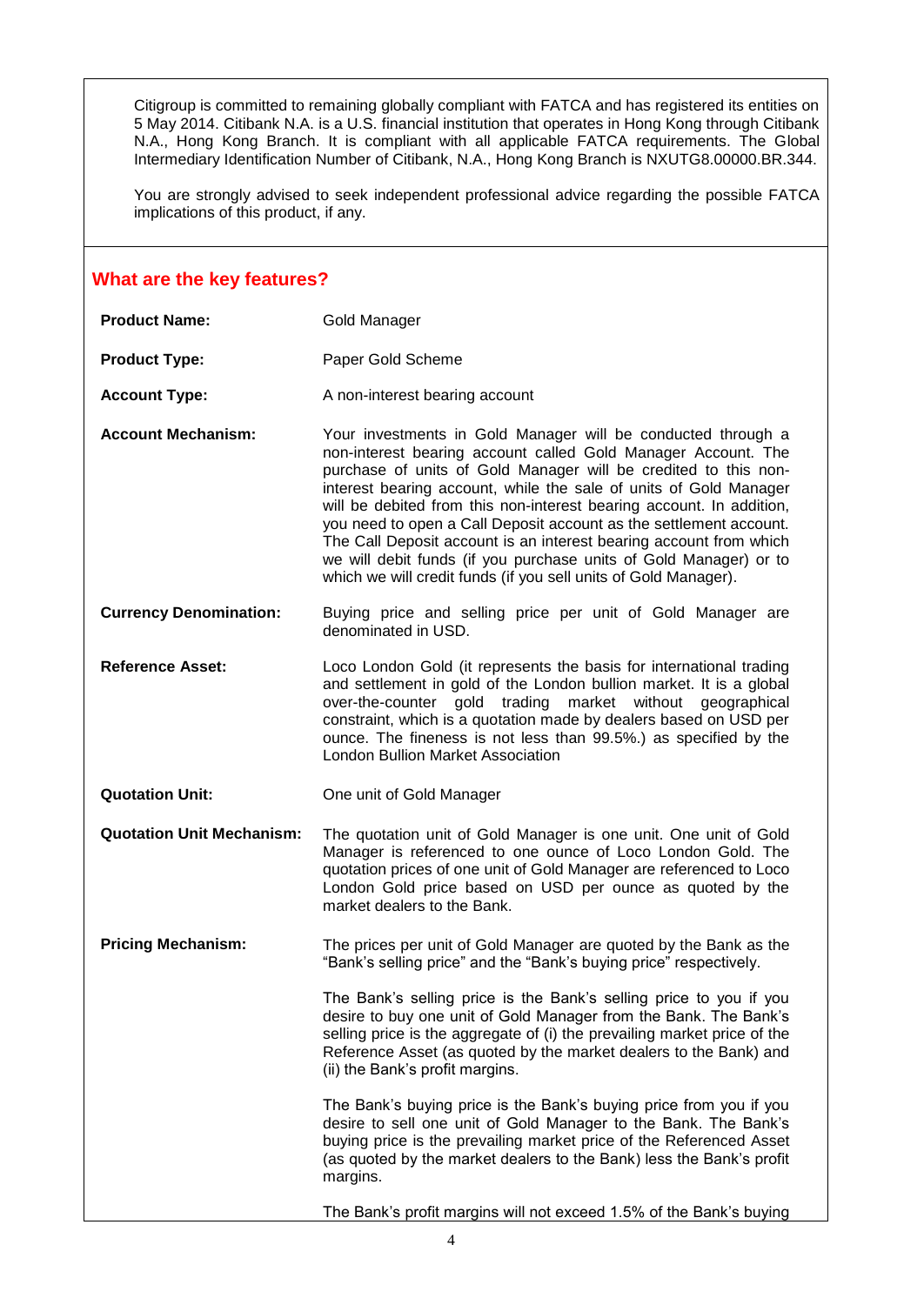Citigroup is committed to remaining globally compliant with FATCA and has registered its entities on 5 May 2014. Citibank N.A. is a U.S. financial institution that operates in Hong Kong through Citibank N.A., Hong Kong Branch. It is compliant with all applicable FATCA requirements. The Global Intermediary Identification Number of Citibank, N.A., Hong Kong Branch is NXUTG8.00000.BR.344.

You are strongly advised to seek independent professional advice regarding the possible FATCA implications of this product, if any.

## What are the key features?

**Product Name:** Gold Manager

**Product Type:** Paper Gold Scheme

**Account Type:** A non-interest bearing account

**Account Mechanism:** Your investments in Gold Manager will be conducted through a non-interest bearing account called Gold Manager Account. The purchase of units of Gold Manager will be credited to this non-interest bearing account, while the sale of units of Gold Manager will be debited from this non-interest bearing account. In addition, you need to open a Call Deposit account as the settlement account. The Call Deposit account is an interest bearing account from which we will debit funds (if you purchase units of Gold Manager) or to which we will credit funds (if you sell units of Gold Manager).

**Currency Denomination:** Buying price and selling price per unit of Gold Manager are denominated in USD.

**Reference Asset:** Loco London Gold (it represents the basis for international trading and settlement in gold of the London bullion market. It is a global over-the-counter gold trading market without geographical constraint, which is a quotation made by dealers based on USD per ounce. The fineness is not less than 99.5%.) as specified by the London Bullion Market Association

**Quotation Unit:** One unit of Gold Manager

**Quotation Unit Mechanism:** The quotation unit of Gold Manager is one unit. One unit of Gold Manager is referenced to one ounce of Loco London Gold. The quotation prices of one unit of Gold Manager are referenced to Loco London Gold price based on USD per ounce as quoted by the market dealers to the Bank.

**Pricing Mechanism:** The prices per unit of Gold Manager are quoted by the Bank as the "Bank's selling price" and the "Bank's buying price" respectively.

The Bank's selling price is the Bank's selling price to you if you desire to buy one unit of Gold Manager from the Bank. The Bank's selling price is the aggregate of (i) the prevailing market price of the Reference Asset (as quoted by the market dealers to the Bank) and (ii) the Bank's profit margins.

The Bank's buying price is the Bank's buying price from you if you desire to sell one unit of Gold Manager to the Bank. The Bank's buying price is the prevailing market price of the Referenced Asset (as quoted by the market dealers to the Bank) less the Bank's profit margins.

The Bank's profit margins will not exceed 1.5% of the Bank's buying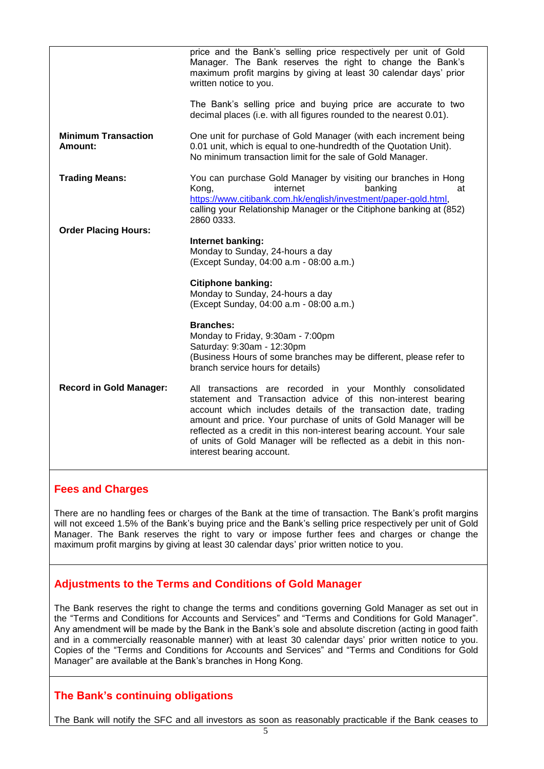| | |
|---|---|
| | price and the Bank's selling price respectively per unit of Gold Manager. The Bank reserves the right to change the Bank's maximum profit margins by giving at least 30 calendar days' prior written notice to you.<br><br>The Bank's selling price and buying price are accurate to two decimal places (i.e. with all figures rounded to the nearest 0.01). |
| **Minimum Transaction Amount:** | One unit for purchase of Gold Manager (with each increment being 0.01 unit, which is equal to one-hundredth of the Quotation Unit). No minimum transaction limit for the sale of Gold Manager. |
| **Trading Means:** | You can purchase Gold Manager by visiting our branches in Hong Kong, internet banking at https://www.citibank.com.hk/english/investment/paper-gold.html, calling your Relationship Manager or the Citiphone banking at (852) 2860 0333. |
| **Order Placing Hours:** | **Internet banking:**<br>Monday to Sunday, 24-hours a day<br>(Except Sunday, 04:00 a.m - 08:00 a.m.)<br><br>**Citiphone banking:**<br>Monday to Sunday, 24-hours a day<br>(Except Sunday, 04:00 a.m - 08:00 a.m.)<br><br>**Branches:**<br>Monday to Friday, 9:30am - 7:00pm<br>Saturday: 9:30am - 12:30pm<br>(Business Hours of some branches may be different, please refer to branch service hours for details) |
| **Record in Gold Manager:** | All transactions are recorded in your Monthly consolidated statement and Transaction advice of this non-interest bearing account which includes details of the transaction date, trading amount and price. Your purchase of units of Gold Manager will be reflected as a credit in this non-interest bearing account. Your sale of units of Gold Manager will be reflected as a debit in this non-interest bearing account. |

## Fees and Charges

There are no handling fees or charges of the Bank at the time of transaction. The Bank's profit margins will not exceed 1.5% of the Bank's buying price and the Bank's selling price respectively per unit of Gold Manager. The Bank reserves the right to vary or impose further fees and charges or change the maximum profit margins by giving at least 30 calendar days' prior written notice to you.

## Adjustments to the Terms and Conditions of Gold Manager

The Bank reserves the right to change the terms and conditions governing Gold Manager as set out in the "Terms and Conditions for Accounts and Services" and "Terms and Conditions for Gold Manager". Any amendment will be made by the Bank in the Bank's sole and absolute discretion (acting in good faith and in a commercially reasonable manner) with at least 30 calendar days' prior written notice to you. Copies of the "Terms and Conditions for Accounts and Services" and "Terms and Conditions for Gold Manager" are available at the Bank's branches in Hong Kong.

## The Bank's continuing obligations

The Bank will notify the SFC and all investors as soon as reasonably practicable if the Bank ceases to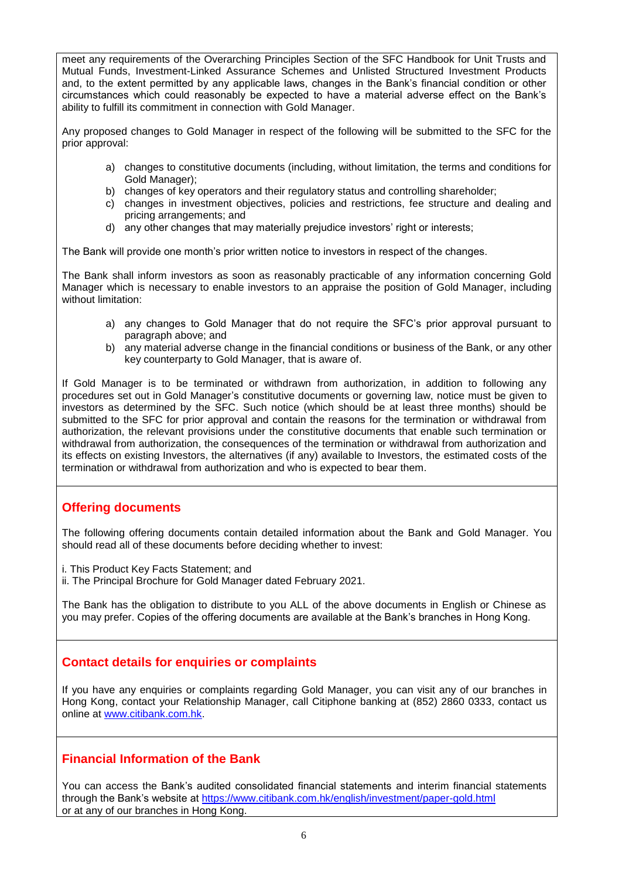meet any requirements of the Overarching Principles Section of the SFC Handbook for Unit Trusts and Mutual Funds, Investment-Linked Assurance Schemes and Unlisted Structured Investment Products and, to the extent permitted by any applicable laws, changes in the Bank's financial condition or other circumstances which could reasonably be expected to have a material adverse effect on the Bank's ability to fulfill its commitment in connection with Gold Manager.

Any proposed changes to Gold Manager in respect of the following will be submitted to the SFC for the prior approval:

a) changes to constitutive documents (including, without limitation, the terms and conditions for Gold Manager);
b) changes of key operators and their regulatory status and controlling shareholder;
c) changes in investment objectives, policies and restrictions, fee structure and dealing and pricing arrangements; and
d) any other changes that may materially prejudice investors' right or interests;

The Bank will provide one month's prior written notice to investors in respect of the changes.

The Bank shall inform investors as soon as reasonably practicable of any information concerning Gold Manager which is necessary to enable investors to an appraise the position of Gold Manager, including without limitation:

a) any changes to Gold Manager that do not require the SFC's prior approval pursuant to paragraph above; and
b) any material adverse change in the financial conditions or business of the Bank, or any other key counterparty to Gold Manager, that is aware of.

If Gold Manager is to be terminated or withdrawn from authorization, in addition to following any procedures set out in Gold Manager's constitutive documents or governing law, notice must be given to investors as determined by the SFC. Such notice (which should be at least three months) should be submitted to the SFC for prior approval and contain the reasons for the termination or withdrawal from authorization, the relevant provisions under the constitutive documents that enable such termination or withdrawal from authorization, the consequences of the termination or withdrawal from authorization and its effects on existing Investors, the alternatives (if any) available to Investors, the estimated costs of the termination or withdrawal from authorization and who is expected to bear them.

## Offering documents

The following offering documents contain detailed information about the Bank and Gold Manager. You should read all of these documents before deciding whether to invest:

i. This Product Key Facts Statement; and
ii. The Principal Brochure for Gold Manager dated February 2021.

The Bank has the obligation to distribute to you ALL of the above documents in English or Chinese as you may prefer. Copies of the offering documents are available at the Bank's branches in Hong Kong.

## Contact details for enquiries or complaints

If you have any enquiries or complaints regarding Gold Manager, you can visit any of our branches in Hong Kong, contact your Relationship Manager, call Citiphone banking at (852) 2860 0333, contact us online at [www.citibank.com.hk](www.citibank.com.hk).

## Financial Information of the Bank

You can access the Bank's audited consolidated financial statements and interim financial statements through the Bank's website at [https://www.citibank.com.hk/english/investment/paper-gold.html](https://www.citibank.com.hk/english/investment/paper-gold.html)
or at any of our branches in Hong Kong.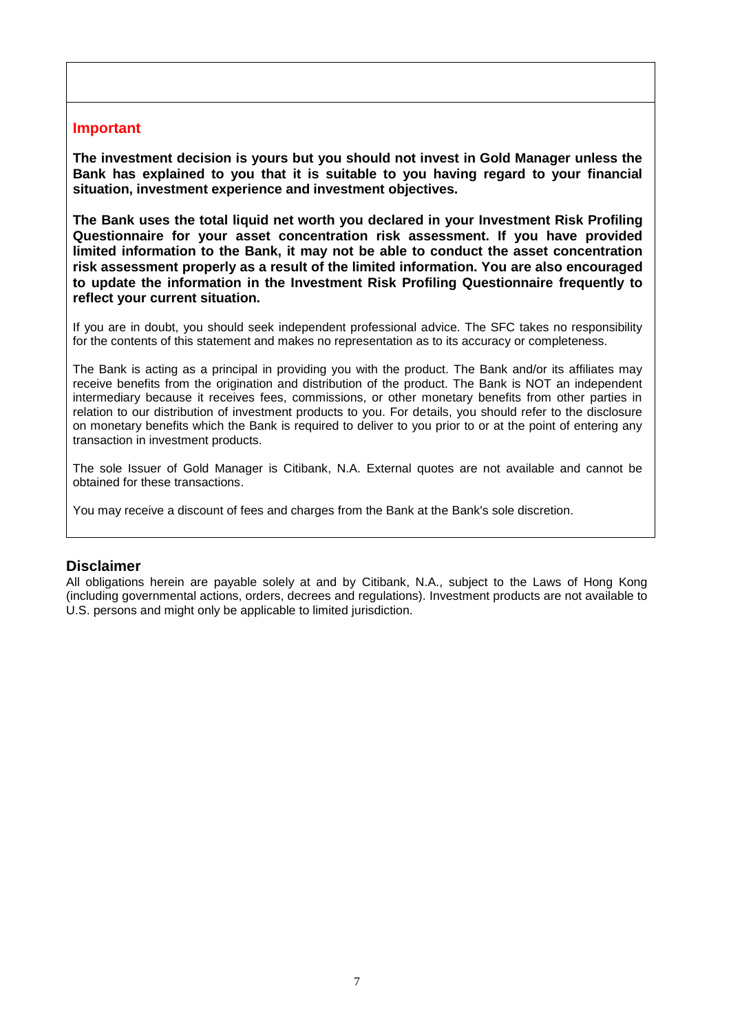## Important

**The investment decision is yours but you should not invest in Gold Manager unless the Bank has explained to you that it is suitable to you having regard to your financial situation, investment experience and investment objectives.**

**The Bank uses the total liquid net worth you declared in your Investment Risk Profiling Questionnaire for your asset concentration risk assessment. If you have provided limited information to the Bank, it may not be able to conduct the asset concentration risk assessment properly as a result of the limited information. You are also encouraged to update the information in the Investment Risk Profiling Questionnaire frequently to reflect your current situation.**

If you are in doubt, you should seek independent professional advice. The SFC takes no responsibility for the contents of this statement and makes no representation as to its accuracy or completeness.

The Bank is acting as a principal in providing you with the product. The Bank and/or its affiliates may receive benefits from the origination and distribution of the product. The Bank is NOT an independent intermediary because it receives fees, commissions, or other monetary benefits from other parties in relation to our distribution of investment products to you. For details, you should refer to the disclosure on monetary benefits which the Bank is required to deliver to you prior to or at the point of entering any transaction in investment products.

The sole Issuer of Gold Manager is Citibank, N.A. External quotes are not available and cannot be obtained for these transactions.

You may receive a discount of fees and charges from the Bank at the Bank's sole discretion.

## Disclaimer

All obligations herein are payable solely at and by Citibank, N.A., subject to the Laws of Hong Kong (including governmental actions, orders, decrees and regulations). Investment products are not available to U.S. persons and might only be applicable to limited jurisdiction.